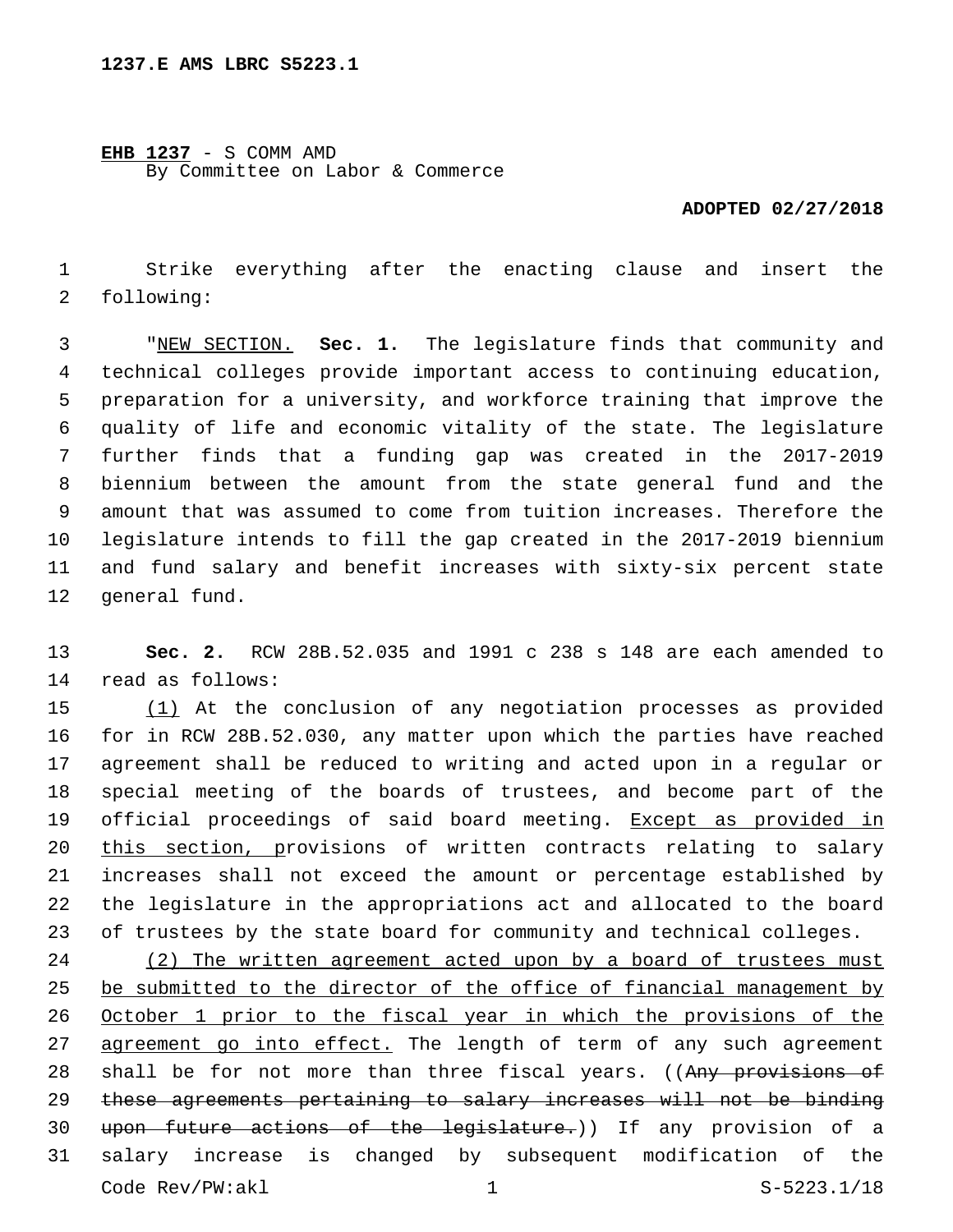1237.E AMS LBRC S5223.1

**EHB 1237** - S COMM AMD
By Committee on Labor & Commerce

**ADOPTED 02/27/2018**

Strike everything after the enacting clause and insert the following:

"NEW SECTION. **Sec. 1.** The legislature finds that community and technical colleges provide important access to continuing education, preparation for a university, and workforce training that improve the quality of life and economic vitality of the state. The legislature further finds that a funding gap was created in the 2017-2019 biennium between the amount from the state general fund and the amount that was assumed to come from tuition increases. Therefore the legislature intends to fill the gap created in the 2017-2019 biennium and fund salary and benefit increases with sixty-six percent state general fund.

**Sec. 2.** RCW 28B.52.035 and 1991 c 238 s 148 are each amended to read as follows:

(1) At the conclusion of any negotiation processes as provided for in RCW 28B.52.030, any matter upon which the parties have reached agreement shall be reduced to writing and acted upon in a regular or special meeting of the boards of trustees, and become part of the official proceedings of said board meeting. Except as provided in this section, provisions of written contracts relating to salary increases shall not exceed the amount or percentage established by the legislature in the appropriations act and allocated to the board of trustees by the state board for community and technical colleges.

(2) The written agreement acted upon by a board of trustees must be submitted to the director of the office of financial management by October 1 prior to the fiscal year in which the provisions of the agreement go into effect. The length of term of any such agreement shall be for not more than three fiscal years. ((~~Any provisions of these agreements pertaining to salary increases will not be binding upon future actions of the legislature.~~)) If any provision of a salary increase is changed by subsequent modification of the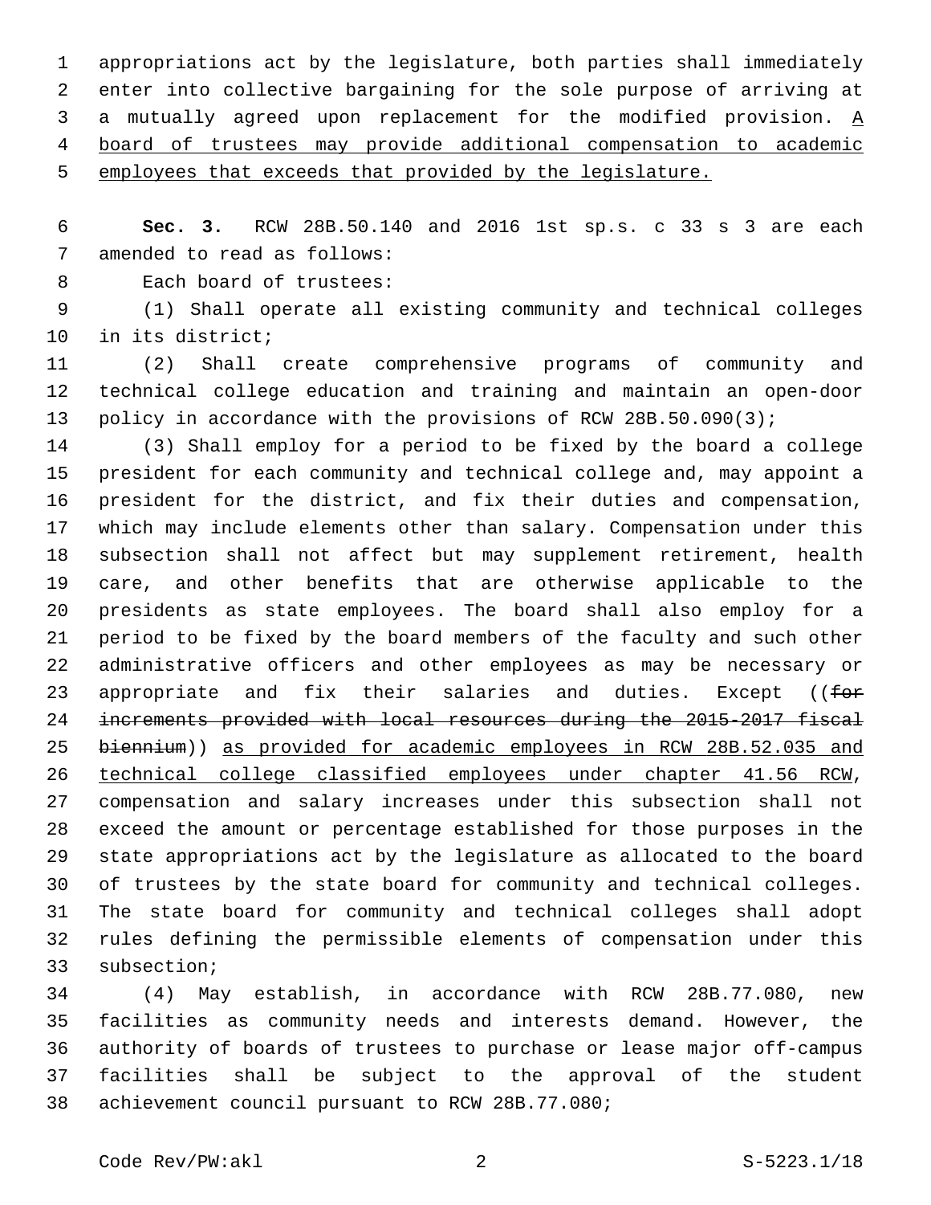appropriations act by the legislature, both parties shall immediately enter into collective bargaining for the sole purpose of arriving at a mutually agreed upon replacement for the modified provision. <u>A board of trustees may provide additional compensation to academic employees that exceeds that provided by the legislature.</u>

**Sec. 3.** RCW 28B.50.140 and 2016 1st sp.s. c 33 s 3 are each amended to read as follows:

Each board of trustees:

(1) Shall operate all existing community and technical colleges in its district;

(2) Shall create comprehensive programs of community and technical college education and training and maintain an open-door policy in accordance with the provisions of RCW 28B.50.090(3);

(3) Shall employ for a period to be fixed by the board a college president for each community and technical college and, may appoint a president for the district, and fix their duties and compensation, which may include elements other than salary. Compensation under this subsection shall not affect but may supplement retirement, health care, and other benefits that are otherwise applicable to the presidents as state employees. The board shall also employ for a period to be fixed by the board members of the faculty and such other administrative officers and other employees as may be necessary or appropriate and fix their salaries and duties. Except ((~~for increments provided with local resources during the 2015-2017 fiscal biennium~~)) <u>as provided for academic employees in RCW 28B.52.035 and technical college classified employees under chapter 41.56 RCW</u>, compensation and salary increases under this subsection shall not exceed the amount or percentage established for those purposes in the state appropriations act by the legislature as allocated to the board of trustees by the state board for community and technical colleges. The state board for community and technical colleges shall adopt rules defining the permissible elements of compensation under this subsection;

(4) May establish, in accordance with RCW 28B.77.080, new facilities as community needs and interests demand. However, the authority of boards of trustees to purchase or lease major off-campus facilities shall be subject to the approval of the student achievement council pursuant to RCW 28B.77.080;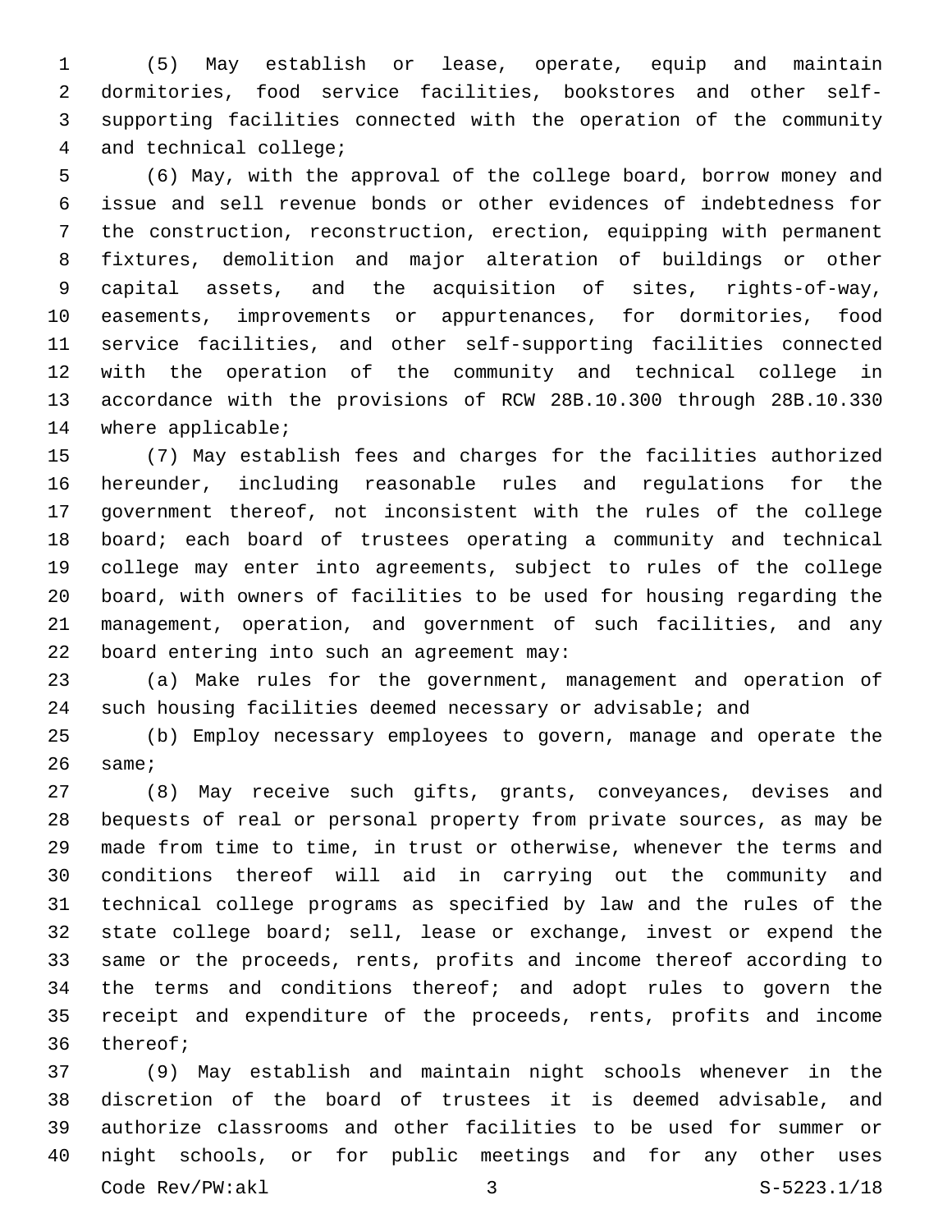(5) May establish or lease, operate, equip and maintain dormitories, food service facilities, bookstores and other self-supporting facilities connected with the operation of the community and technical college;

(6) May, with the approval of the college board, borrow money and issue and sell revenue bonds or other evidences of indebtedness for the construction, reconstruction, erection, equipping with permanent fixtures, demolition and major alteration of buildings or other capital assets, and the acquisition of sites, rights-of-way, easements, improvements or appurtenances, for dormitories, food service facilities, and other self-supporting facilities connected with the operation of the community and technical college in accordance with the provisions of RCW 28B.10.300 through 28B.10.330 where applicable;

(7) May establish fees and charges for the facilities authorized hereunder, including reasonable rules and regulations for the government thereof, not inconsistent with the rules of the college board; each board of trustees operating a community and technical college may enter into agreements, subject to rules of the college board, with owners of facilities to be used for housing regarding the management, operation, and government of such facilities, and any board entering into such an agreement may:

(a) Make rules for the government, management and operation of such housing facilities deemed necessary or advisable; and

(b) Employ necessary employees to govern, manage and operate the same;

(8) May receive such gifts, grants, conveyances, devises and bequests of real or personal property from private sources, as may be made from time to time, in trust or otherwise, whenever the terms and conditions thereof will aid in carrying out the community and technical college programs as specified by law and the rules of the state college board; sell, lease or exchange, invest or expend the same or the proceeds, rents, profits and income thereof according to the terms and conditions thereof; and adopt rules to govern the receipt and expenditure of the proceeds, rents, profits and income thereof;

(9) May establish and maintain night schools whenever in the discretion of the board of trustees it is deemed advisable, and authorize classrooms and other facilities to be used for summer or night schools, or for public meetings and for any other uses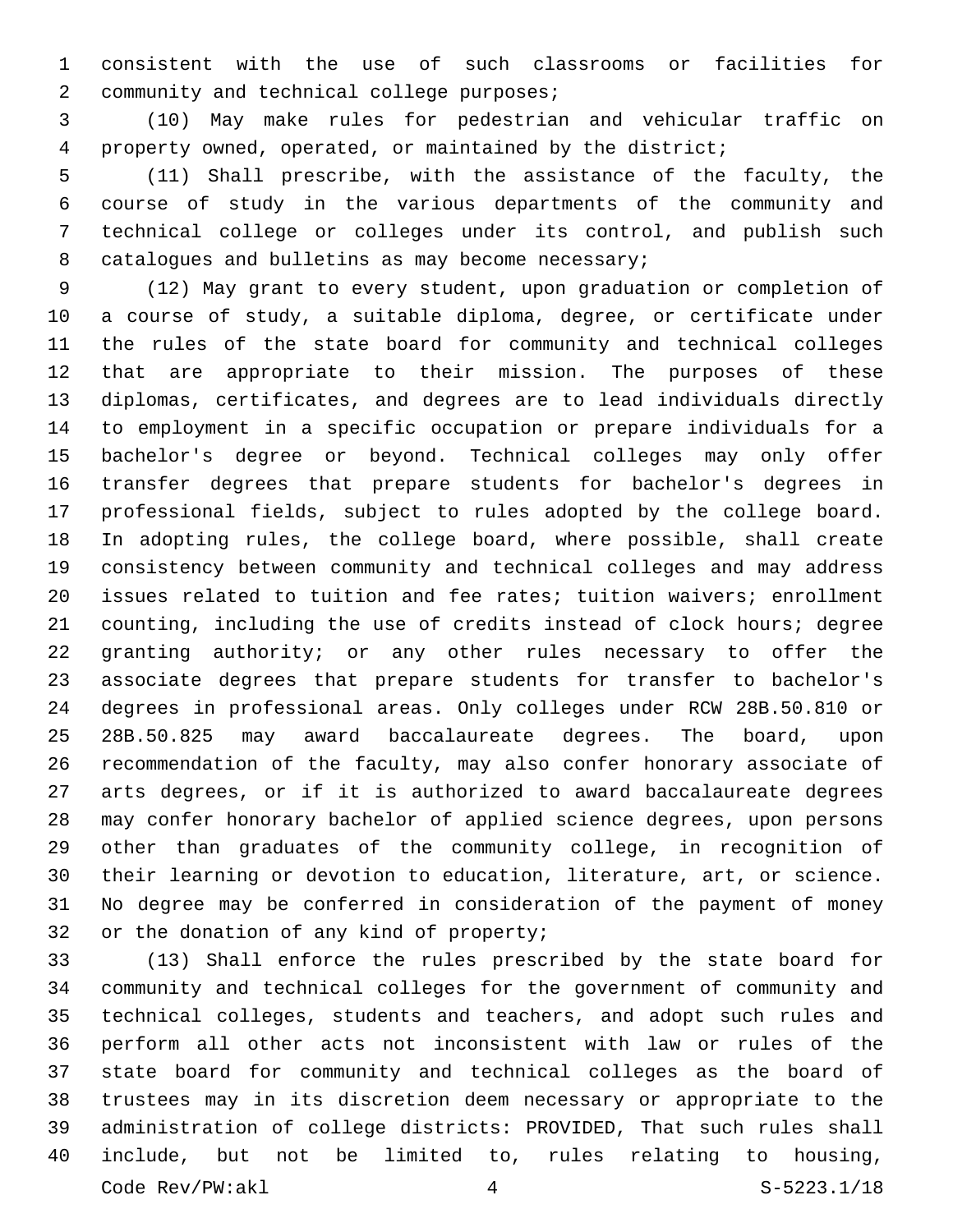consistent with the use of such classrooms or facilities for community and technical college purposes;

(10) May make rules for pedestrian and vehicular traffic on property owned, operated, or maintained by the district;

(11) Shall prescribe, with the assistance of the faculty, the course of study in the various departments of the community and technical college or colleges under its control, and publish such catalogues and bulletins as may become necessary;

(12) May grant to every student, upon graduation or completion of a course of study, a suitable diploma, degree, or certificate under the rules of the state board for community and technical colleges that are appropriate to their mission. The purposes of these diplomas, certificates, and degrees are to lead individuals directly to employment in a specific occupation or prepare individuals for a bachelor's degree or beyond. Technical colleges may only offer transfer degrees that prepare students for bachelor's degrees in professional fields, subject to rules adopted by the college board. In adopting rules, the college board, where possible, shall create consistency between community and technical colleges and may address issues related to tuition and fee rates; tuition waivers; enrollment counting, including the use of credits instead of clock hours; degree granting authority; or any other rules necessary to offer the associate degrees that prepare students for transfer to bachelor's degrees in professional areas. Only colleges under RCW 28B.50.810 or 28B.50.825 may award baccalaureate degrees. The board, upon recommendation of the faculty, may also confer honorary associate of arts degrees, or if it is authorized to award baccalaureate degrees may confer honorary bachelor of applied science degrees, upon persons other than graduates of the community college, in recognition of their learning or devotion to education, literature, art, or science. No degree may be conferred in consideration of the payment of money or the donation of any kind of property;

(13) Shall enforce the rules prescribed by the state board for community and technical colleges for the government of community and technical colleges, students and teachers, and adopt such rules and perform all other acts not inconsistent with law or rules of the state board for community and technical colleges as the board of trustees may in its discretion deem necessary or appropriate to the administration of college districts: PROVIDED, That such rules shall include, but not be limited to, rules relating to housing,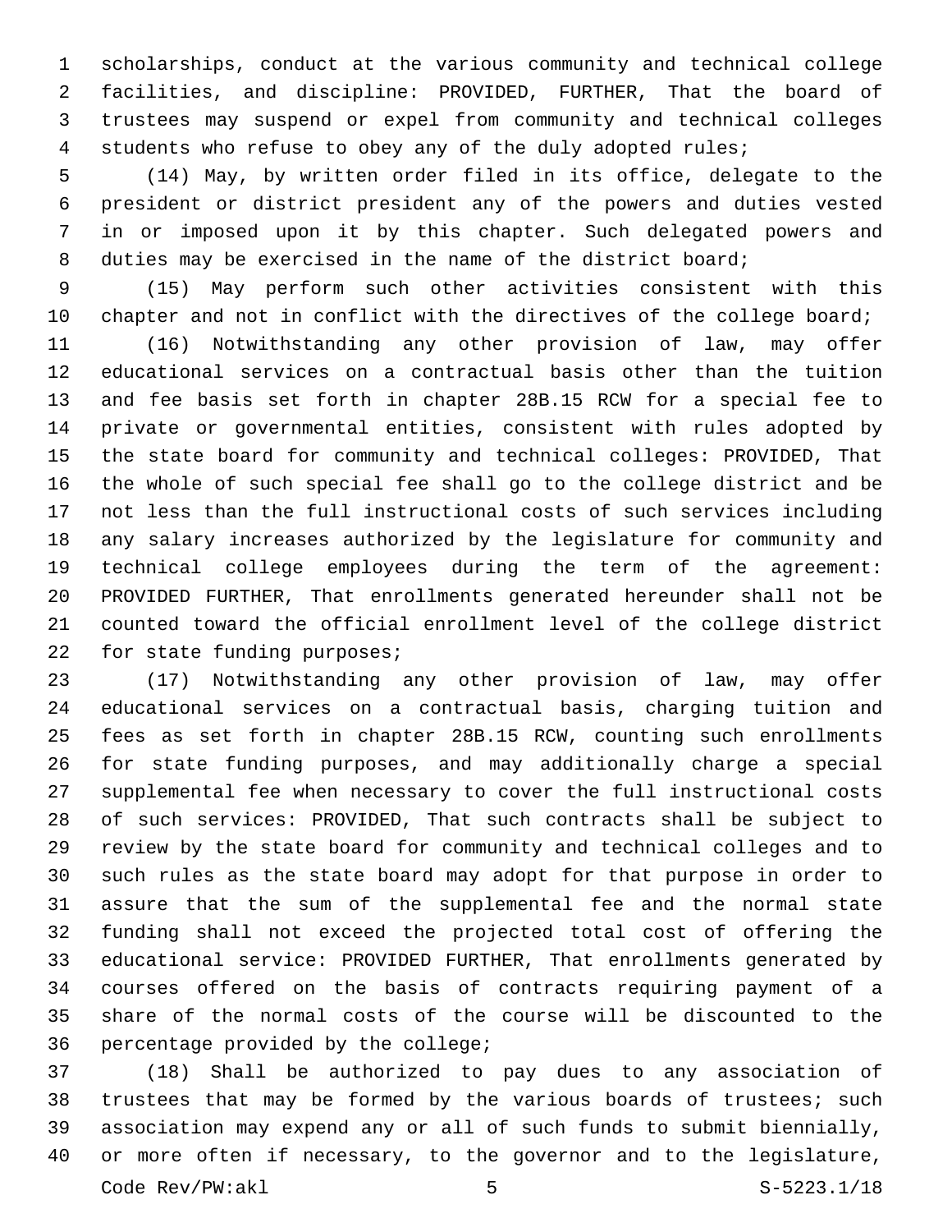scholarships, conduct at the various community and technical college facilities, and discipline: PROVIDED, FURTHER, That the board of trustees may suspend or expel from community and technical colleges students who refuse to obey any of the duly adopted rules;

(14) May, by written order filed in its office, delegate to the president or district president any of the powers and duties vested in or imposed upon it by this chapter. Such delegated powers and duties may be exercised in the name of the district board;

(15) May perform such other activities consistent with this chapter and not in conflict with the directives of the college board;

(16) Notwithstanding any other provision of law, may offer educational services on a contractual basis other than the tuition and fee basis set forth in chapter 28B.15 RCW for a special fee to private or governmental entities, consistent with rules adopted by the state board for community and technical colleges: PROVIDED, That the whole of such special fee shall go to the college district and be not less than the full instructional costs of such services including any salary increases authorized by the legislature for community and technical college employees during the term of the agreement: PROVIDED FURTHER, That enrollments generated hereunder shall not be counted toward the official enrollment level of the college district for state funding purposes;

(17) Notwithstanding any other provision of law, may offer educational services on a contractual basis, charging tuition and fees as set forth in chapter 28B.15 RCW, counting such enrollments for state funding purposes, and may additionally charge a special supplemental fee when necessary to cover the full instructional costs of such services: PROVIDED, That such contracts shall be subject to review by the state board for community and technical colleges and to such rules as the state board may adopt for that purpose in order to assure that the sum of the supplemental fee and the normal state funding shall not exceed the projected total cost of offering the educational service: PROVIDED FURTHER, That enrollments generated by courses offered on the basis of contracts requiring payment of a share of the normal costs of the course will be discounted to the percentage provided by the college;

(18) Shall be authorized to pay dues to any association of trustees that may be formed by the various boards of trustees; such association may expend any or all of such funds to submit biennially, or more often if necessary, to the governor and to the legislature,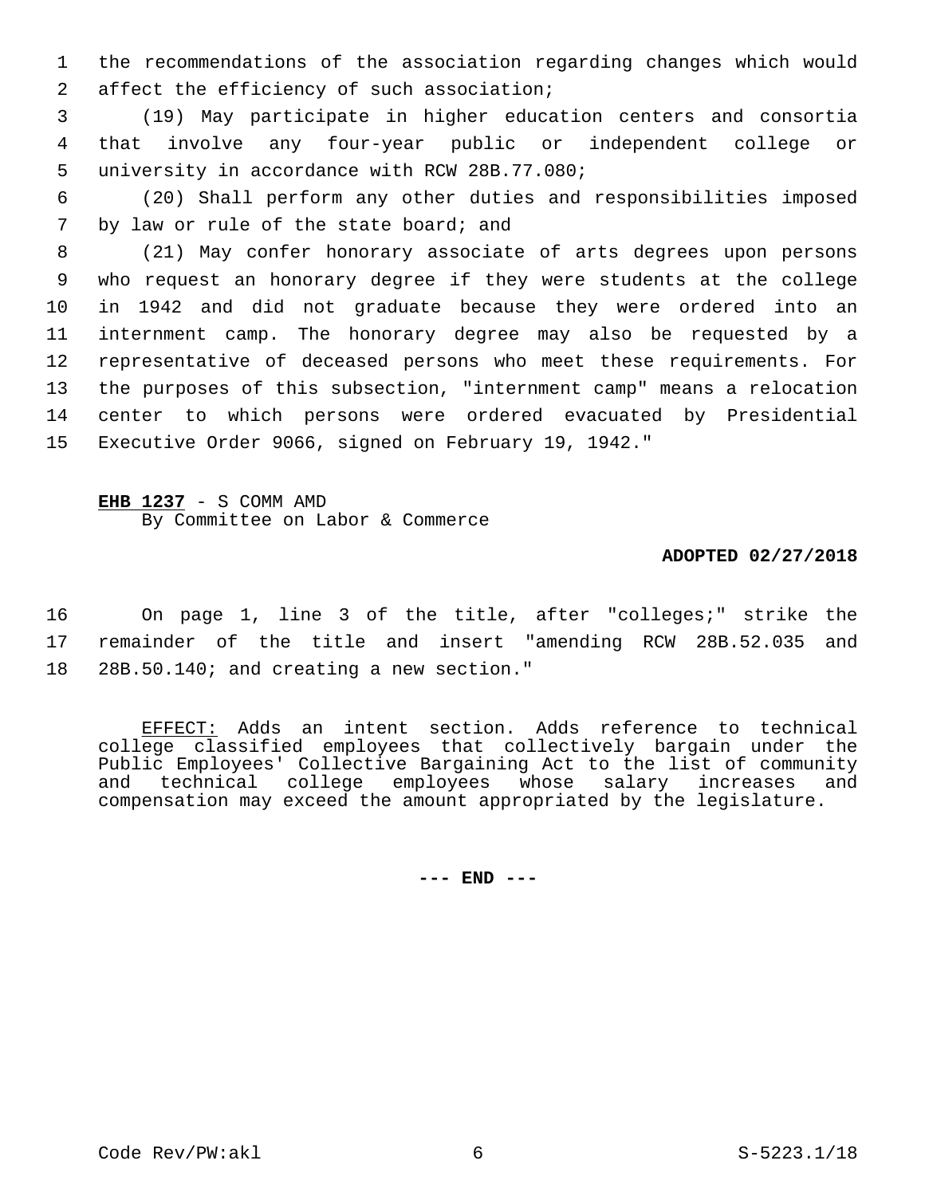the recommendations of the association regarding changes which would affect the efficiency of such association;

(19) May participate in higher education centers and consortia that involve any four-year public or independent college or university in accordance with RCW 28B.77.080;

(20) Shall perform any other duties and responsibilities imposed by law or rule of the state board; and

(21) May confer honorary associate of arts degrees upon persons who request an honorary degree if they were students at the college in 1942 and did not graduate because they were ordered into an internment camp. The honorary degree may also be requested by a representative of deceased persons who meet these requirements. For the purposes of this subsection, "internment camp" means a relocation center to which persons were ordered evacuated by Presidential Executive Order 9066, signed on February 19, 1942."

**EHB 1237** - S COMM AMD
By Committee on Labor & Commerce

**ADOPTED 02/27/2018**

On page 1, line 3 of the title, after "colleges;" strike the remainder of the title and insert "amending RCW 28B.52.035 and 28B.50.140; and creating a new section."

EFFECT: Adds an intent section. Adds reference to technical college classified employees that collectively bargain under the Public Employees' Collective Bargaining Act to the list of community and technical college employees whose salary increases and compensation may exceed the amount appropriated by the legislature.

**--- END ---**